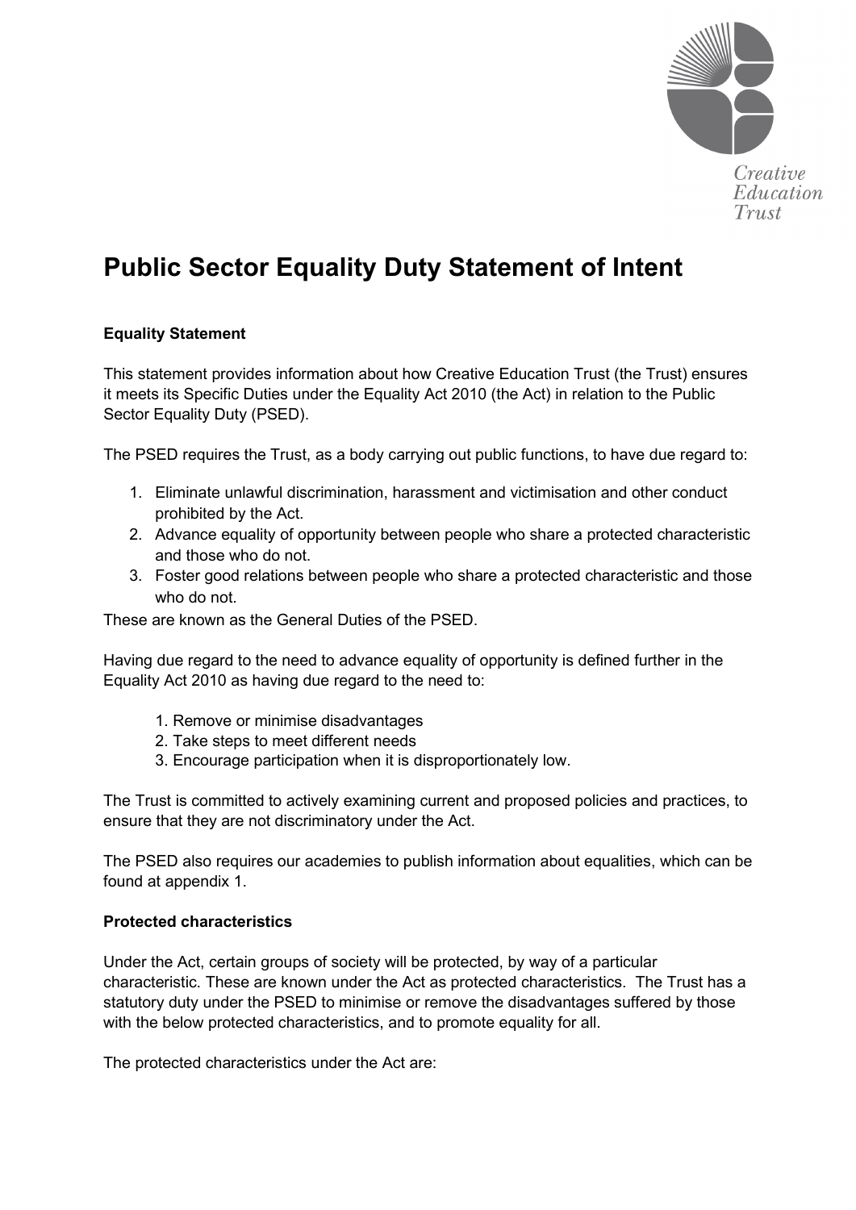# Public Sector Equality Duty Statement of Intent

**Equality Statement**

This statement provides information about how Creative Education Trust (the Trust) ensures it meets its Specific Duties under the Equality Act 2010 (the Act) in relation to the Public Sector Equality Duty (PSED).

The PSED requires the Trust, as a body carrying out public functions, to have due regard to:

1. Eliminate unlawful discrimination, harassment and victimisation and other conduct prohibited by the Act.
2. Advance equality of opportunity between people who share a protected characteristic and those who do not.
3. Foster good relations between people who share a protected characteristic and those who do not.

These are known as the General Duties of the PSED.

Having due regard to the need to advance equality of opportunity is defined further in the Equality Act 2010 as having due regard to the need to:

1. Remove or minimise disadvantages
2. Take steps to meet different needs
3. Encourage participation when it is disproportionately low.

The Trust is committed to actively examining current and proposed policies and practices, to ensure that they are not discriminatory under the Act.

The PSED also requires our academies to publish information about equalities, which can be found at appendix 1.

**Protected characteristics**

Under the Act, certain groups of society will be protected, by way of a particular characteristic. These are known under the Act as protected characteristics. The Trust has a statutory duty under the PSED to minimise or remove the disadvantages suffered by those with the below protected characteristics, and to promote equality for all.

The protected characteristics under the Act are: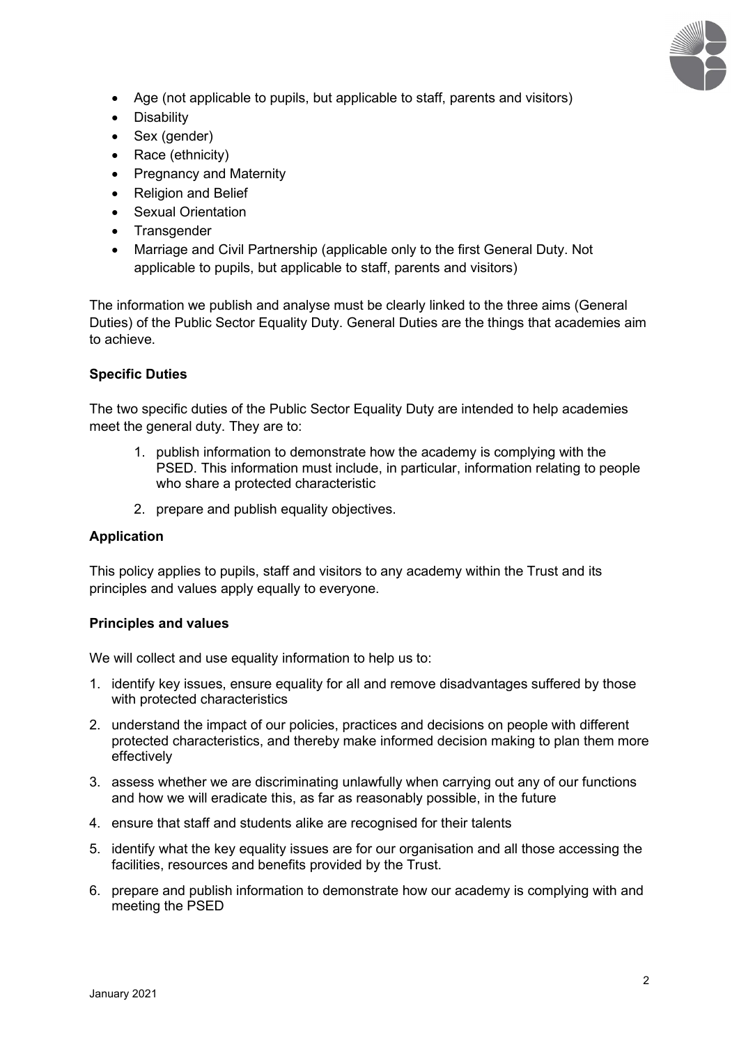- Age (not applicable to pupils, but applicable to staff, parents and visitors)
- Disability
- Sex (gender)
- Race (ethnicity)
- Pregnancy and Maternity
- Religion and Belief
- Sexual Orientation
- Transgender
- Marriage and Civil Partnership (applicable only to the first General Duty. Not applicable to pupils, but applicable to staff, parents and visitors)

The information we publish and analyse must be clearly linked to the three aims (General Duties) of the Public Sector Equality Duty. General Duties are the things that academies aim to achieve.

**Specific Duties**

The two specific duties of the Public Sector Equality Duty are intended to help academies meet the general duty. They are to:

1. publish information to demonstrate how the academy is complying with the PSED. This information must include, in particular, information relating to people who share a protected characteristic
2. prepare and publish equality objectives.

**Application**

This policy applies to pupils, staff and visitors to any academy within the Trust and its principles and values apply equally to everyone.

**Principles and values**

We will collect and use equality information to help us to:

1. identify key issues, ensure equality for all and remove disadvantages suffered by those with protected characteristics
2. understand the impact of our policies, practices and decisions on people with different protected characteristics, and thereby make informed decision making to plan them more effectively
3. assess whether we are discriminating unlawfully when carrying out any of our functions and how we will eradicate this, as far as reasonably possible, in the future
4. ensure that staff and students alike are recognised for their talents
5. identify what the key equality issues are for our organisation and all those accessing the facilities, resources and benefits provided by the Trust.
6. prepare and publish information to demonstrate how our academy is complying with and meeting the PSED

January 2021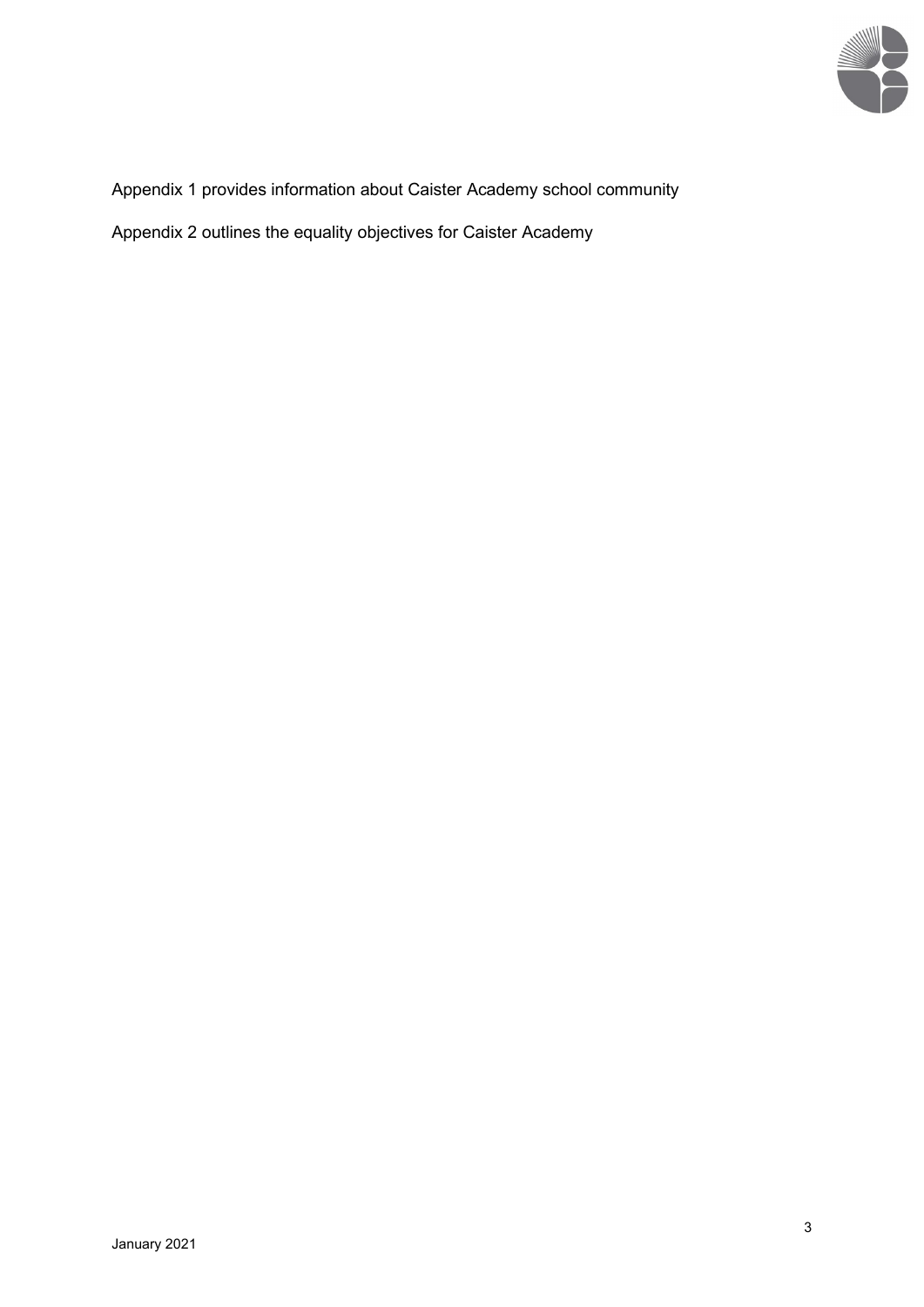Appendix 1 provides information about Caister Academy school community

Appendix 2 outlines the equality objectives for Caister Academy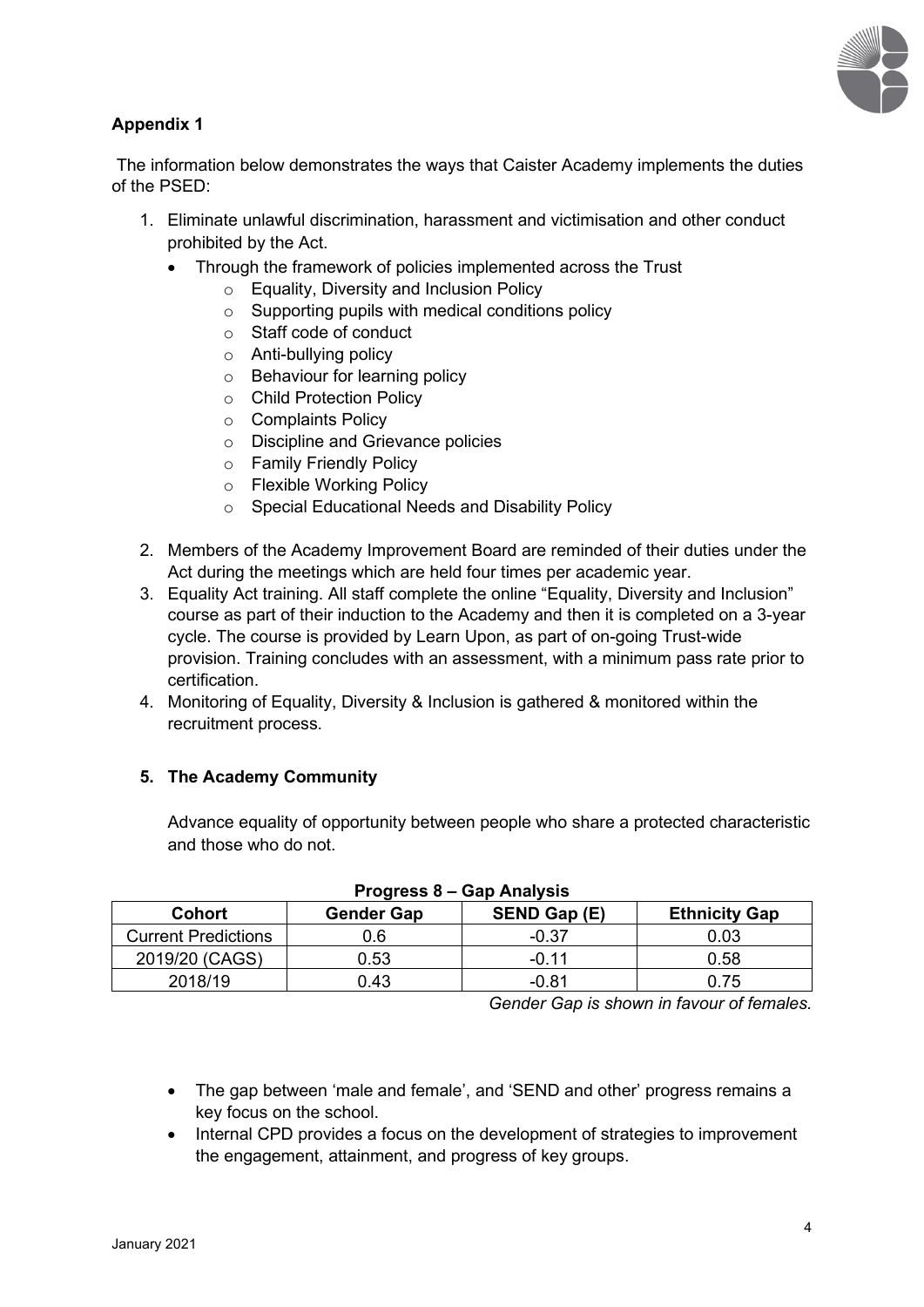**Appendix 1**

The information below demonstrates the ways that Caister Academy implements the duties of the PSED:

1. Eliminate unlawful discrimination, harassment and victimisation and other conduct prohibited by the Act.
   - Through the framework of policies implemented across the Trust
     - Equality, Diversity and Inclusion Policy
     - Supporting pupils with medical conditions policy
     - Staff code of conduct
     - Anti-bullying policy
     - Behaviour for learning policy
     - Child Protection Policy
     - Complaints Policy
     - Discipline and Grievance policies
     - Family Friendly Policy
     - Flexible Working Policy
     - Special Educational Needs and Disability Policy
2. Members of the Academy Improvement Board are reminded of their duties under the Act during the meetings which are held four times per academic year.
3. Equality Act training. All staff complete the online "Equality, Diversity and Inclusion" course as part of their induction to the Academy and then it is completed on a 3-year cycle. The course is provided by Learn Upon, as part of on-going Trust-wide provision. Training concludes with an assessment, with a minimum pass rate prior to certification.
4. Monitoring of Equality, Diversity & Inclusion is gathered & monitored within the recruitment process.

**5. The Academy Community**

Advance equality of opportunity between people who share a protected characteristic and those who do not.

**Progress 8 – Gap Analysis**

| Cohort | Gender Gap | SEND Gap (E) | Ethnicity Gap |
|---|---|---|---|
| Current Predictions | 0.6 | -0.37 | 0.03 |
| 2019/20 (CAGS) | 0.53 | -0.11 | 0.58 |
| 2018/19 | 0.43 | -0.81 | 0.75 |

*Gender Gap is shown in favour of females.*

- The gap between 'male and female', and 'SEND and other' progress remains a key focus on the school.
- Internal CPD provides a focus on the development of strategies to improvement the engagement, attainment, and progress of key groups.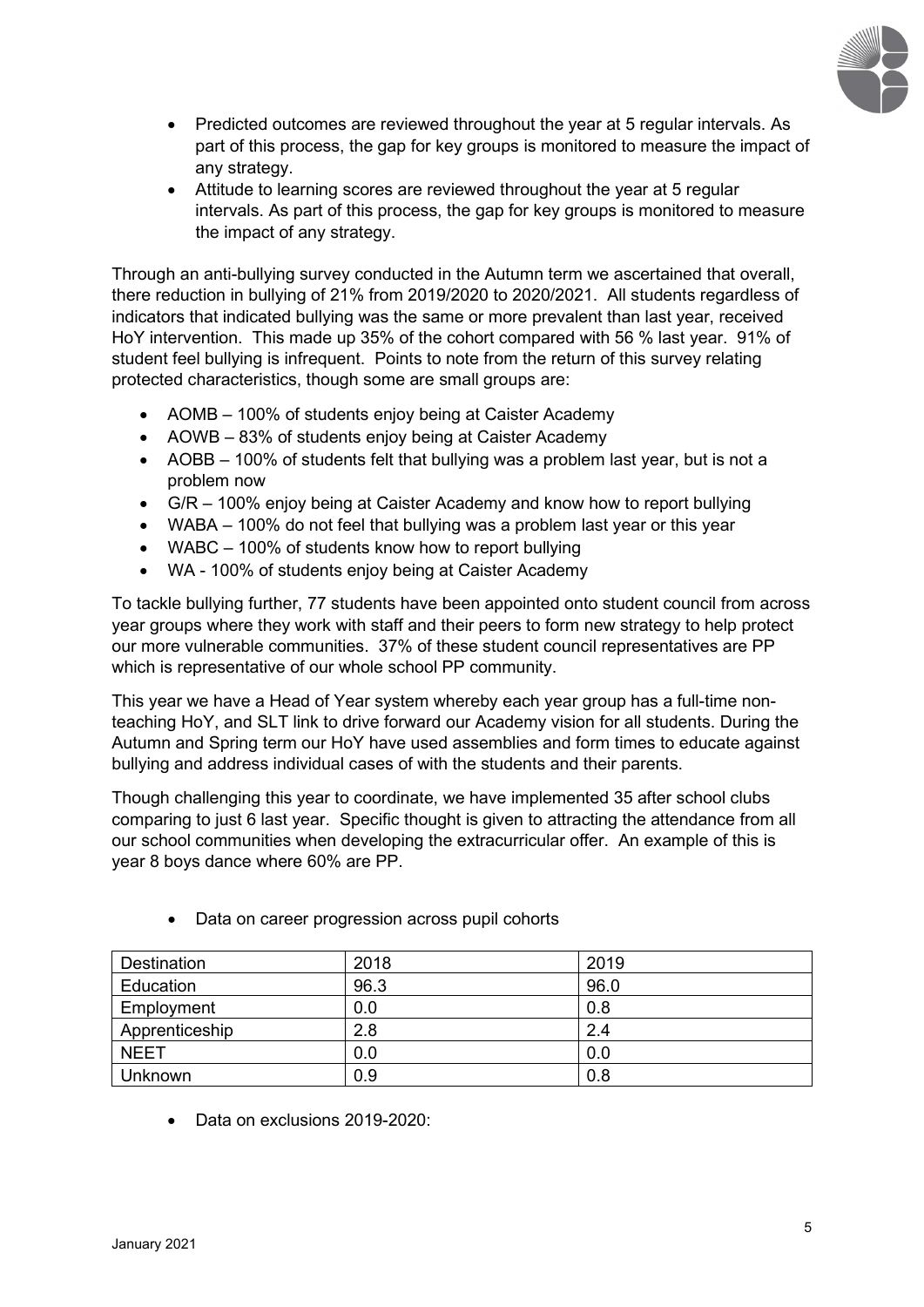- Predicted outcomes are reviewed throughout the year at 5 regular intervals. As part of this process, the gap for key groups is monitored to measure the impact of any strategy.
- Attitude to learning scores are reviewed throughout the year at 5 regular intervals. As part of this process, the gap for key groups is monitored to measure the impact of any strategy.

Through an anti-bullying survey conducted in the Autumn term we ascertained that overall, there reduction in bullying of 21% from 2019/2020 to 2020/2021. All students regardless of indicators that indicated bullying was the same or more prevalent than last year, received HoY intervention. This made up 35% of the cohort compared with 56 % last year. 91% of student feel bullying is infrequent. Points to note from the return of this survey relating protected characteristics, though some are small groups are:

- AOMB – 100% of students enjoy being at Caister Academy
- AOWB – 83% of students enjoy being at Caister Academy
- AOBB – 100% of students felt that bullying was a problem last year, but is not a problem now
- G/R – 100% enjoy being at Caister Academy and know how to report bullying
- WABA – 100% do not feel that bullying was a problem last year or this year
- WABC – 100% of students know how to report bullying
- WA - 100% of students enjoy being at Caister Academy

To tackle bullying further, 77 students have been appointed onto student council from across year groups where they work with staff and their peers to form new strategy to help protect our more vulnerable communities. 37% of these student council representatives are PP which is representative of our whole school PP community.

This year we have a Head of Year system whereby each year group has a full-time non-teaching HoY, and SLT link to drive forward our Academy vision for all students. During the Autumn and Spring term our HoY have used assemblies and form times to educate against bullying and address individual cases of with the students and their parents.

Though challenging this year to coordinate, we have implemented 35 after school clubs comparing to just 6 last year. Specific thought is given to attracting the attendance from all our school communities when developing the extracurricular offer. An example of this is year 8 boys dance where 60% are PP.

- Data on career progression across pupil cohorts

| Destination | 2018 | 2019 |
|---|---|---|
| Education | 96.3 | 96.0 |
| Employment | 0.0 | 0.8 |
| Apprenticeship | 2.8 | 2.4 |
| NEET | 0.0 | 0.0 |
| Unknown | 0.9 | 0.8 |

- Data on exclusions 2019-2020: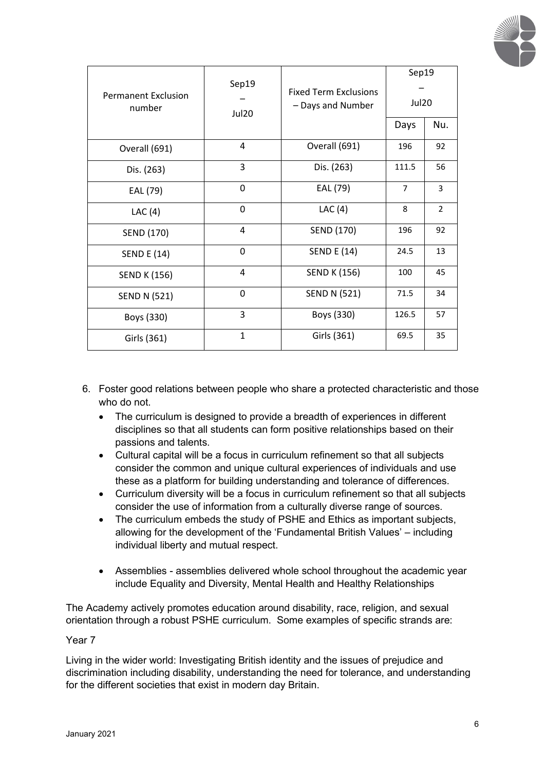| Permanent Exclusion number | Sep19 – Jul20 | Fixed Term Exclusions – Days and Number | Sep19 – Jul20 | |
|---|---|---|---|---|
| | | | Days | Nu. |
| Overall (691) | 4 | Overall (691) | 196 | 92 |
| Dis. (263) | 3 | Dis. (263) | 111.5 | 56 |
| EAL (79) | 0 | EAL (79) | 7 | 3 |
| LAC (4) | 0 | LAC (4) | 8 | 2 |
| SEND (170) | 4 | SEND (170) | 196 | 92 |
| SEND E (14) | 0 | SEND E (14) | 24.5 | 13 |
| SEND K (156) | 4 | SEND K (156) | 100 | 45 |
| SEND N (521) | 0 | SEND N (521) | 71.5 | 34 |
| Boys (330) | 3 | Boys (330) | 126.5 | 57 |
| Girls (361) | 1 | Girls (361) | 69.5 | 35 |

6. Foster good relations between people who share a protected characteristic and those who do not.
   - The curriculum is designed to provide a breadth of experiences in different disciplines so that all students can form positive relationships based on their passions and talents.
   - Cultural capital will be a focus in curriculum refinement so that all subjects consider the common and unique cultural experiences of individuals and use these as a platform for building understanding and tolerance of differences.
   - Curriculum diversity will be a focus in curriculum refinement so that all subjects consider the use of information from a culturally diverse range of sources.
   - The curriculum embeds the study of PSHE and Ethics as important subjects, allowing for the development of the 'Fundamental British Values' – including individual liberty and mutual respect.
   - Assemblies - assemblies delivered whole school throughout the academic year include Equality and Diversity, Mental Health and Healthy Relationships

The Academy actively promotes education around disability, race, religion, and sexual orientation through a robust PSHE curriculum. Some examples of specific strands are:

Year 7

Living in the wider world: Investigating British identity and the issues of prejudice and discrimination including disability, understanding the need for tolerance, and understanding for the different societies that exist in modern day Britain.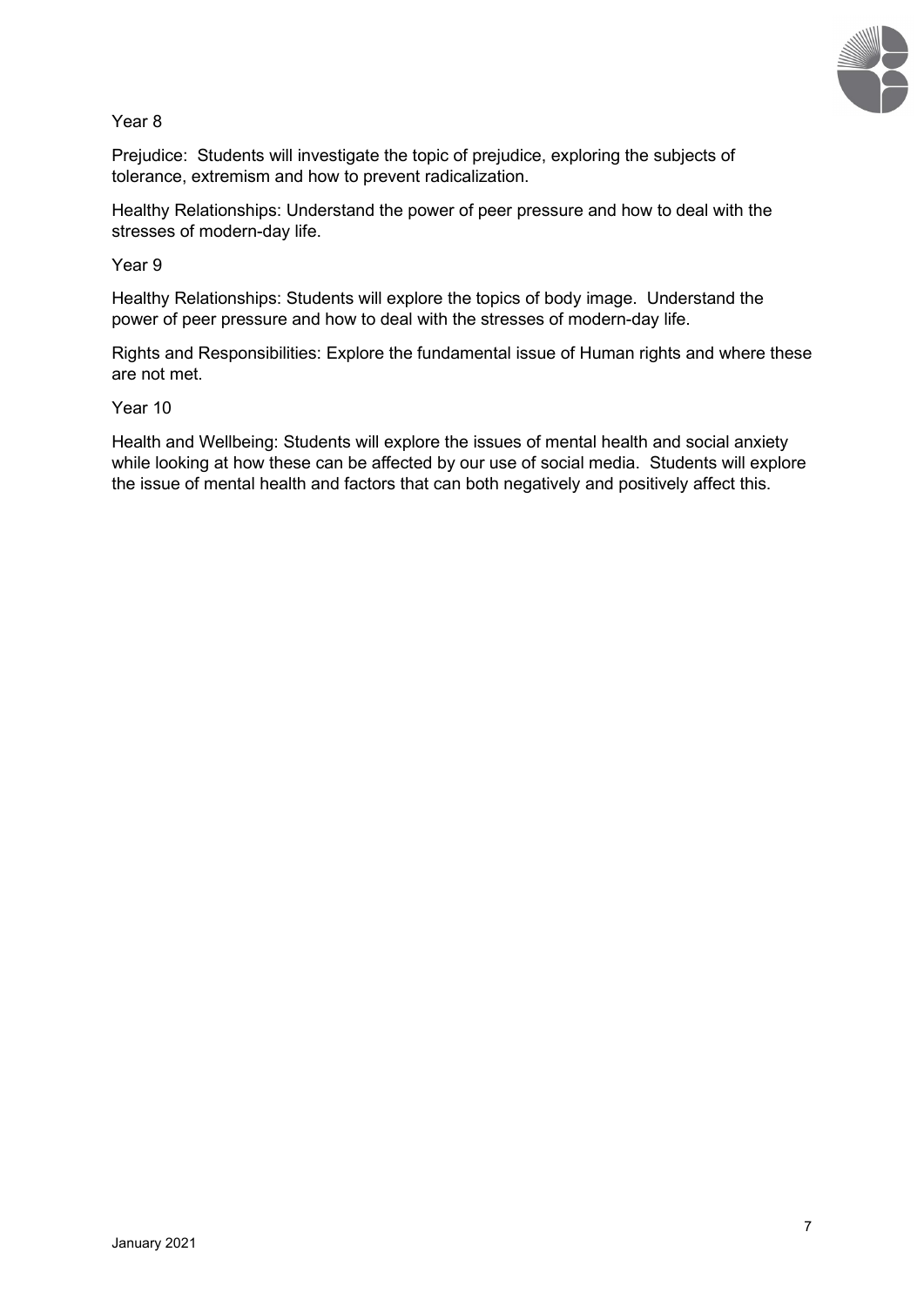Year 8

Prejudice: Students will investigate the topic of prejudice, exploring the subjects of tolerance, extremism and how to prevent radicalization.

Healthy Relationships: Understand the power of peer pressure and how to deal with the stresses of modern-day life.

Year 9

Healthy Relationships: Students will explore the topics of body image. Understand the power of peer pressure and how to deal with the stresses of modern-day life.

Rights and Responsibilities: Explore the fundamental issue of Human rights and where these are not met.

Year 10

Health and Wellbeing: Students will explore the issues of mental health and social anxiety while looking at how these can be affected by our use of social media. Students will explore the issue of mental health and factors that can both negatively and positively affect this.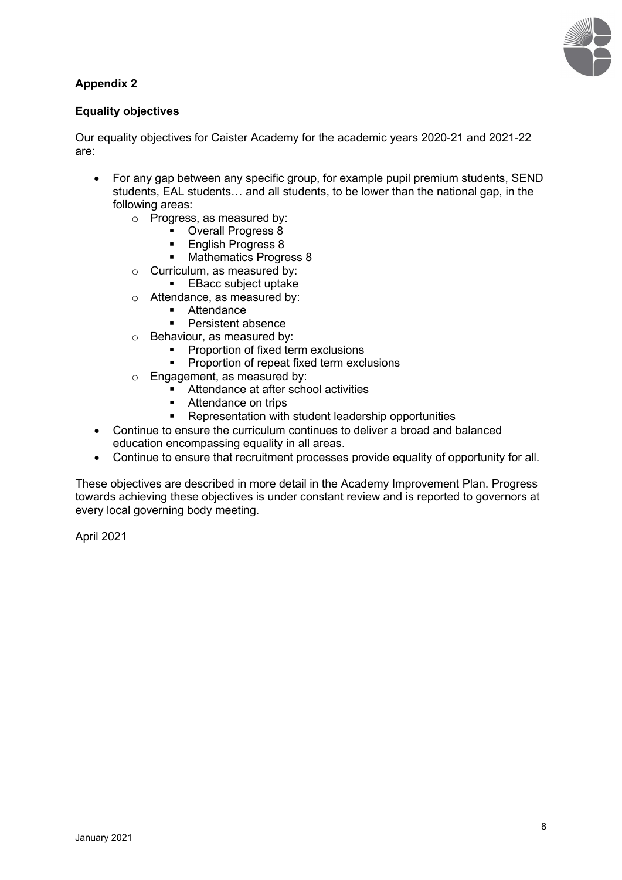**Appendix 2**

**Equality objectives**

Our equality objectives for Caister Academy for the academic years 2020-21 and 2021-22 are:

- For any gap between any specific group, for example pupil premium students, SEND students, EAL students… and all students, to be lower than the national gap, in the following areas:
  - Progress, as measured by:
    - Overall Progress 8
    - English Progress 8
    - Mathematics Progress 8
  - Curriculum, as measured by:
    - EBacc subject uptake
  - Attendance, as measured by:
    - Attendance
    - Persistent absence
  - Behaviour, as measured by:
    - Proportion of fixed term exclusions
    - Proportion of repeat fixed term exclusions
  - Engagement, as measured by:
    - Attendance at after school activities
    - Attendance on trips
    - Representation with student leadership opportunities
- Continue to ensure the curriculum continues to deliver a broad and balanced education encompassing equality in all areas.
- Continue to ensure that recruitment processes provide equality of opportunity for all.

These objectives are described in more detail in the Academy Improvement Plan. Progress towards achieving these objectives is under constant review and is reported to governors at every local governing body meeting.

April 2021